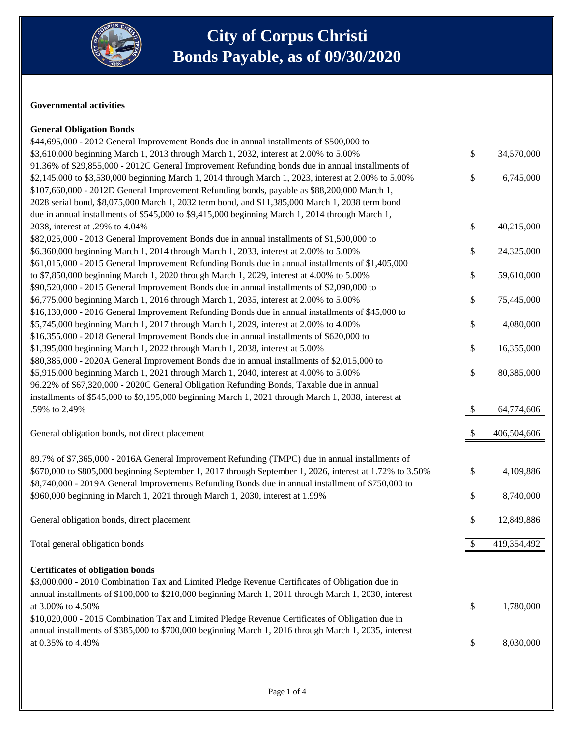# City of Corpus Christi
# Bonds Payable, as of 09/30/2020

**Governmental activities**

**General Obligation Bonds**

| Description | | Amount |
|---|---|---|
| $44,695,000 - 2012 General Improvement Bonds due in annual installments of $500,000 to $3,610,000 beginning March 1, 2013 through March 1, 2032, interest at 2.00% to 5.00% | $ | 34,570,000 |
| 91.36% of $29,855,000 - 2012C General Improvement Refunding bonds due in annual installments of $2,145,000 to $3,530,000 beginning March 1, 2014 through March 1, 2023, interest at 2.00% to 5.00% | $ | 6,745,000 |
| $107,660,000 - 2012D General Improvement Refunding bonds, payable as $88,200,000 March 1, 2028 serial bond, $8,075,000 March 1, 2032 term bond, and $11,385,000 March 1, 2038 term bond due in annual installments of $545,000 to $9,415,000 beginning March 1, 2014 through March 1, 2038, interest at .29% to 4.04% | $ | 40,215,000 |
| $82,025,000 - 2013 General Improvement Bonds due in annual installments of $1,500,000 to $6,360,000 beginning March 1, 2014 through March 1, 2033, interest at 2.00% to 5.00% | $ | 24,325,000 |
| $61,015,000 - 2015 General Improvement Refunding Bonds due in annual installments of $1,405,000 to $7,850,000 beginning March 1, 2020 through March 1, 2029, interest at 4.00% to 5.00% | $ | 59,610,000 |
| $90,520,000 - 2015 General Improvement Bonds due in annual installments of $2,090,000 to $6,775,000 beginning March 1, 2016 through March 1, 2035, interest at 2.00% to 5.00% | $ | 75,445,000 |
| $16,130,000 - 2016 General Improvement Refunding Bonds due in annual installments of $45,000 to $5,745,000 beginning March 1, 2017 through March 1, 2029, interest at 2.00% to 4.00% | $ | 4,080,000 |
| $16,355,000 - 2018 General Improvement Bonds due in annual installments of $620,000 to $1,395,000 beginning March 1, 2022 through March 1, 2038, interest at 5.00% | $ | 16,355,000 |
| $80,385,000 - 2020A General Improvement Bonds due in annual installments of $2,015,000 to $5,915,000 beginning March 1, 2021 through March 1, 2040, interest at 4.00% to 5.00% | $ | 80,385,000 |
| 96.22% of $67,320,000 - 2020C General Obligation Refunding Bonds, Taxable due in annual installments of $545,000 to $9,195,000 beginning March 1, 2021 through March 1, 2038, interest at .59% to 2.49% | $ | 64,774,606 |
| General obligation bonds, not direct placement | $ | 406,504,606 |
| 89.7% of $7,365,000 - 2016A General Improvement Refunding (TMPC) due in annual installments of $670,000 to $805,000 beginning September 1, 2017 through September 1, 2026, interest at 1.72% to 3.50% | $ | 4,109,886 |
| $8,740,000 - 2019A General Improvements Refunding Bonds due in annual installment of $750,000 to $960,000 beginning in March 1, 2021 through March 1, 2030, interest at 1.99% | $ | 8,740,000 |
| General obligation bonds, direct placement | $ | 12,849,886 |
| Total general obligation bonds | $ | 419,354,492 |

**Certificates of obligation bonds**

| Description | | Amount |
|---|---|---|
| $3,000,000 - 2010 Combination Tax and Limited Pledge Revenue Certificates of Obligation due in annual installments of $100,000 to $210,000 beginning March 1, 2011 through March 1, 2030, interest at 3.00% to 4.50% | $ | 1,780,000 |
| $10,020,000 - 2015 Combination Tax and Limited Pledge Revenue Certificates of Obligation due in annual installments of $385,000 to $700,000 beginning March 1, 2016 through March 1, 2035, interest at 0.35% to 4.49% | $ | 8,030,000 |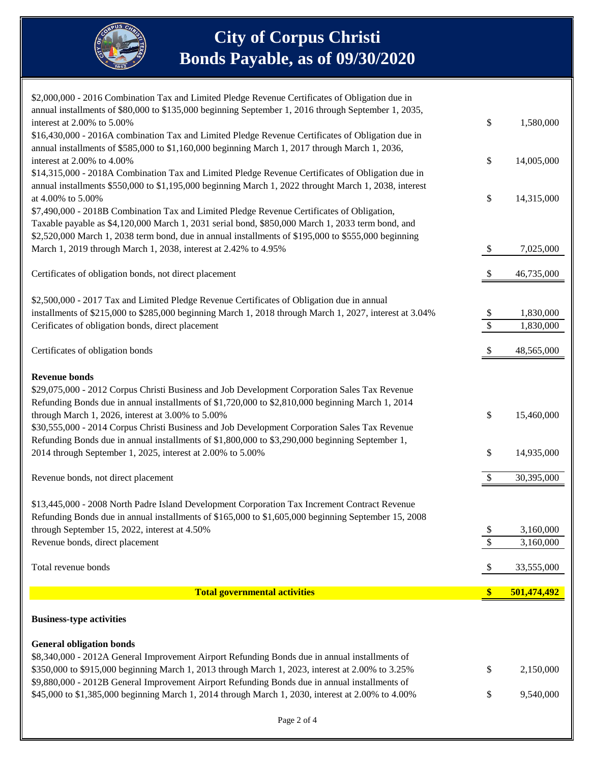# City of Corpus Christi
## Bonds Payable, as of 09/30/2020

| Description | Amount |
|---|---|
| $2,000,000 - 2016 Combination Tax and Limited Pledge Revenue Certificates of Obligation due in annual installments of $80,000 to $135,000 beginning September 1, 2016 through September 1, 2035, interest at 2.00% to 5.00% | $ 1,580,000 |
| $16,430,000 - 2016A combination Tax and Limited Pledge Revenue Certificates of Obligation due in annual installments of $585,000 to $1,160,000 beginning March 1, 2017 through March 1, 2036, interest at 2.00% to 4.00% | $ 14,005,000 |
| $14,315,000 - 2018A Combination Tax and Limited Pledge Revenue Certificates of Obligation due in annual installments $550,000 to $1,195,000 beginning March 1, 2022 throught March 1, 2038, interest at 4.00% to 5.00% | $ 14,315,000 |
| $7,490,000 - 2018B Combination Tax and Limited Pledge Revenue Certificates of Obligation, Taxable payable as $4,120,000 March 1, 2031 serial bond, $850,000 March 1, 2033 term bond, and $2,520,000 March 1, 2038 term bond, due in annual installments of $195,000 to $555,000 beginning March 1, 2019 through March 1, 2038, interest at 2.42% to 4.95% | $ 7,025,000 |
| Certificates of obligation bonds, not direct placement | $ 46,735,000 |
| $2,500,000 - 2017 Tax and Limited Pledge Revenue Certificates of Obligation due in annual installments of $215,000 to $285,000 beginning March 1, 2018 through March 1, 2027, interest at 3.04% | $ 1,830,000 |
| Cerificates of obligation bonds, direct placement | $ 1,830,000 |
| Certificates of obligation bonds | $ 48,565,000 |
| **Revenue bonds** | |
| $29,075,000 - 2012 Corpus Christi Business and Job Development Corporation Sales Tax Revenue Refunding Bonds due in annual installments of $1,720,000 to $2,810,000 beginning March 1, 2014 through March 1, 2026, interest at 3.00% to 5.00% | $ 15,460,000 |
| $30,555,000 - 2014 Corpus Christi Business and Job Development Corporation Sales Tax Revenue Refunding Bonds due in annual installments of $1,800,000 to $3,290,000 beginning September 1, 2014 through September 1, 2025, interest at 2.00% to 5.00% | $ 14,935,000 |
| Revenue bonds, not direct placement | $ 30,395,000 |
| $13,445,000 - 2008 North Padre Island Development Corporation Tax Increment Contract Revenue Refunding Bonds due in annual installments of $165,000 to $1,605,000 beginning September 15, 2008 through September 15, 2022, interest at 4.50% | $ 3,160,000 |
| Revenue bonds, direct placement | $ 3,160,000 |
| Total revenue bonds | $ 33,555,000 |
| **Total governmental activities** | **$ 501,474,492** |
| **Business-type activities** | |
| **General obligation bonds** | |
| $8,340,000 - 2012A General Improvement Airport Refunding Bonds due in annual installments of $350,000 to $915,000 beginning March 1, 2013 through March 1, 2023, interest at 2.00% to 3.25% | $ 2,150,000 |
| $9,880,000 - 2012B General Improvement Airport Refunding Bonds due in annual installments of $45,000 to $1,385,000 beginning March 1, 2014 through March 1, 2030, interest at 2.00% to 4.00% | $ 9,540,000 |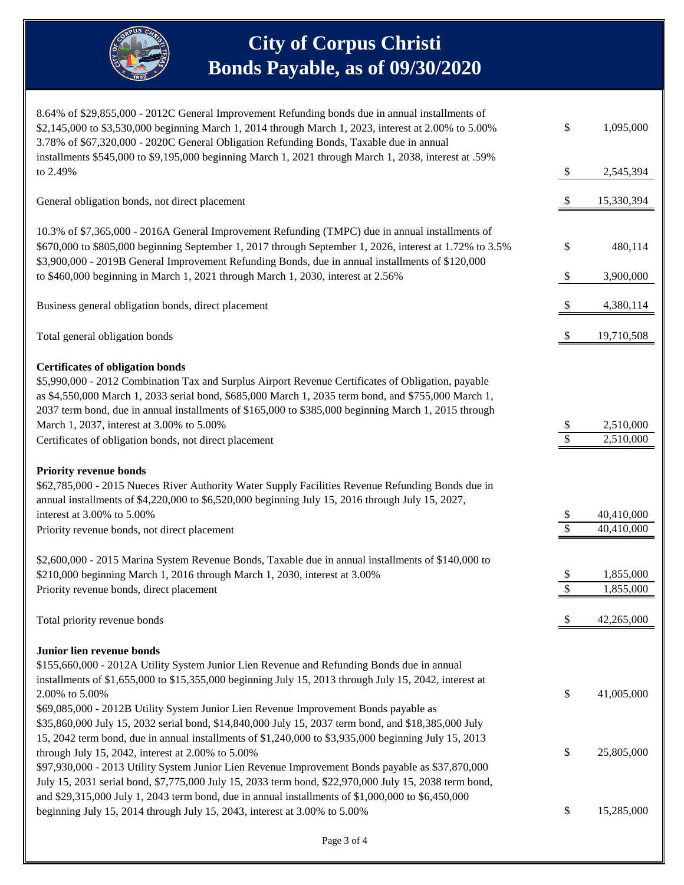# City of Corpus Christi
## Bonds Payable, as of 09/30/2020

| Description | Amount |
|---|---|
| 8.64% of $29,855,000 - 2012C General Improvement Refunding bonds due in annual installments of $2,145,000 to $3,530,000 beginning March 1, 2014 through March 1, 2023, interest at 2.00% to 5.00% | $ 1,095,000 |
| 3.78% of $67,320,000 - 2020C General Obligation Refunding Bonds, Taxable due in annual installments $545,000 to $9,195,000 beginning March 1, 2021 through March 1, 2038, interest at .59% to 2.49% | $ 2,545,394 |
| General obligation bonds, not direct placement | $ 15,330,394 |
| 10.3% of $7,365,000 - 2016A General Improvement Refunding (TMPC) due in annual installments of $670,000 to $805,000 beginning September 1, 2017 through September 1, 2026, interest at 1.72% to 3.5% | $ 480,114 |
| $3,900,000 - 2019B General Improvement Refunding Bonds, due in annual installments of $120,000 to $460,000 beginning in March 1, 2021 through March 1, 2030, interest at 2.56% | $ 3,900,000 |
| Business general obligation bonds, direct placement | $ 4,380,114 |
| Total general obligation bonds | $ 19,710,508 |
| **Certificates of obligation bonds** | |
| $5,990,000 - 2012 Combination Tax and Surplus Airport Revenue Certificates of Obligation, payable as $4,550,000 March 1, 2033 serial bond, $685,000 March 1, 2035 term bond, and $755,000 March 1, 2037 term bond, due in annual installments of $165,000 to $385,000 beginning March 1, 2015 through March 1, 2037, interest at 3.00% to 5.00% | $ 2,510,000 |
| Certificates of obligation bonds, not direct placement | $ 2,510,000 |
| **Priority revenue bonds** | |
| $62,785,000 - 2015 Nueces River Authority Water Supply Facilities Revenue Refunding Bonds due in annual installments of $4,220,000 to $6,520,000 beginning July 15, 2016 through July 15, 2027, interest at 3.00% to 5.00% | $ 40,410,000 |
| Priority revenue bonds, not direct placement | $ 40,410,000 |
| $2,600,000 - 2015 Marina System Revenue Bonds, Taxable due in annual installments of $140,000 to $210,000 beginning March 1, 2016 through March 1, 2030, interest at 3.00% | $ 1,855,000 |
| Priority revenue bonds, direct placement | $ 1,855,000 |
| Total priority revenue bonds | $ 42,265,000 |
| **Junior lien revenue bonds** | |
| $155,660,000 - 2012A Utility System Junior Lien Revenue and Refunding Bonds due in annual installments of $1,655,000 to $15,355,000 beginning July 15, 2013 through July 15, 2042, interest at 2.00% to 5.00% | $ 41,005,000 |
| $69,085,000 - 2012B Utility System Junior Lien Revenue Improvement Bonds payable as $35,860,000 July 15, 2032 serial bond, $14,840,000 July 15, 2037 term bond, and $18,385,000 July 15, 2042 term bond, due in annual installments of $1,240,000 to $3,935,000 beginning July 15, 2013 through July 15, 2042, interest at 2.00% to 5.00% | $ 25,805,000 |
| $97,930,000 - 2013 Utility System Junior Lien Revenue Improvement Bonds payable as $37,870,000 July 15, 2031 serial bond, $7,775,000 July 15, 2033 term bond, $22,970,000 July 15, 2038 term bond, and $29,315,000 July 1, 2043 term bond, due in annual installments of $1,000,000 to $6,450,000 beginning July 15, 2014 through July 15, 2043, interest at 3.00% to 5.00% | $ 15,285,000 |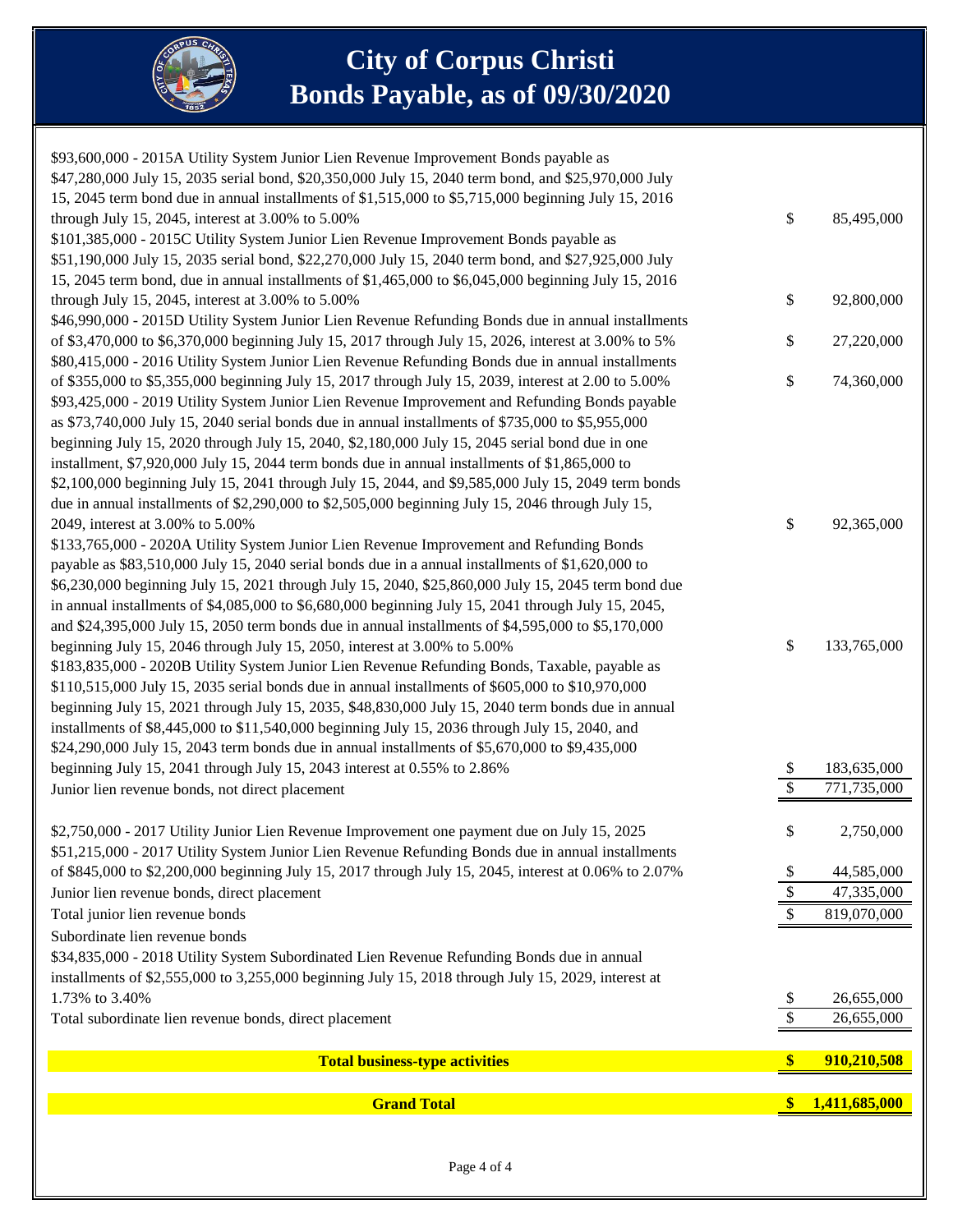# City of Corpus Christi
# Bonds Payable, as of 09/30/2020

| | | |
|---|---|---|
| $93,600,000 - 2015A Utility System Junior Lien Revenue Improvement Bonds payable as $47,280,000 July 15, 2035 serial bond, $20,350,000 July 15, 2040 term bond, and $25,970,000 July 15, 2045 term bond due in annual installments of $1,515,000 to $5,715,000 beginning July 15, 2016 through July 15, 2045, interest at 3.00% to 5.00% | $ | 85,495,000 |
| $101,385,000 - 2015C Utility System Junior Lien Revenue Improvement Bonds payable as $51,190,000 July 15, 2035 serial bond, $22,270,000 July 15, 2040 term bond, and $27,925,000 July 15, 2045 term bond, due in annual installments of $1,465,000 to $6,045,000 beginning July 15, 2016 through July 15, 2045, interest at 3.00% to 5.00% | $ | 92,800,000 |
| $46,990,000 - 2015D Utility System Junior Lien Revenue Refunding Bonds due in annual installments of $3,470,000 to $6,370,000 beginning July 15, 2017 through July 15, 2026, interest at 3.00% to 5% | $ | 27,220,000 |
| $80,415,000 - 2016 Utility System Junior Lien Revenue Refunding Bonds due in annual installments of $355,000 to $5,355,000 beginning July 15, 2017 through July 15, 2039, interest at 2.00 to 5.00% | $ | 74,360,000 |
| $93,425,000 - 2019 Utility System Junior Lien Revenue Improvement and Refunding Bonds payable as $73,740,000 July 15, 2040 serial bonds due in annual installments of $735,000 to $5,955,000 beginning July 15, 2020 through July 15, 2040, $2,180,000 July 15, 2045 serial bond due in one installment, $7,920,000 July 15, 2044 term bonds due in annual installments of $1,865,000 to $2,100,000 beginning July 15, 2041 through July 15, 2044, and $9,585,000 July 15, 2049 term bonds due in annual installments of $2,290,000 to $2,505,000 beginning July 15, 2046 through July 15, 2049, interest at 3.00% to 5.00% | $ | 92,365,000 |
| $133,765,000 - 2020A Utility System Junior Lien Revenue Improvement and Refunding Bonds payable as $83,510,000 July 15, 2040 serial bonds due in a annual installments of $1,620,000 to $6,230,000 beginning July 15, 2021 through July 15, 2040, $25,860,000 July 15, 2045 term bond due in annual installments of $4,085,000 to $6,680,000 beginning July 15, 2041 through July 15, 2045, and $24,395,000 July 15, 2050 term bonds due in annual installments of $4,595,000 to $5,170,000 beginning July 15, 2046 through July 15, 2050, interest at 3.00% to 5.00% | $ | 133,765,000 |
| $183,835,000 - 2020B Utility System Junior Lien Revenue Refunding Bonds, Taxable, payable as $110,515,000 July 15, 2035 serial bonds due in annual installments of $605,000 to $10,970,000 beginning July 15, 2021 through July 15, 2035, $48,830,000 July 15, 2040 term bonds due in annual installments of $8,445,000 to $11,540,000 beginning July 15, 2036 through July 15, 2040, and $24,290,000 July 15, 2043 term bonds due in annual installments of $5,670,000 to $9,435,000 beginning July 15, 2041 through July 15, 2043 interest at 0.55% to 2.86% | $ | 183,635,000 |
| Junior lien revenue bonds, not direct placement | $ | 771,735,000 |
| | | |
| $2,750,000 - 2017 Utility Junior Lien Revenue Improvement one payment due on July 15, 2025 | $ | 2,750,000 |
| $51,215,000 - 2017 Utility System Junior Lien Revenue Refunding Bonds due in annual installments of $845,000 to $2,200,000 beginning July 15, 2017 through July 15, 2045, interest at 0.06% to 2.07% | $ | 44,585,000 |
| Junior lien revenue bonds, direct placement | $ | 47,335,000 |
| Total junior lien revenue bonds | $ | 819,070,000 |
| Subordinate lien revenue bonds | | |
| $34,835,000 - 2018 Utility System Subordinated Lien Revenue Refunding Bonds due in annual installments of $2,555,000 to 3,255,000 beginning July 15, 2018 through July 15, 2029, interest at 1.73% to 3.40% | $ | 26,655,000 |
| Total subordinate lien revenue bonds, direct placement | $ | 26,655,000 |
| | | |
| **Total business-type activities** | **$** | **910,210,508** |
| | | |
| **Grand Total** | **$** | **1,411,685,000** |